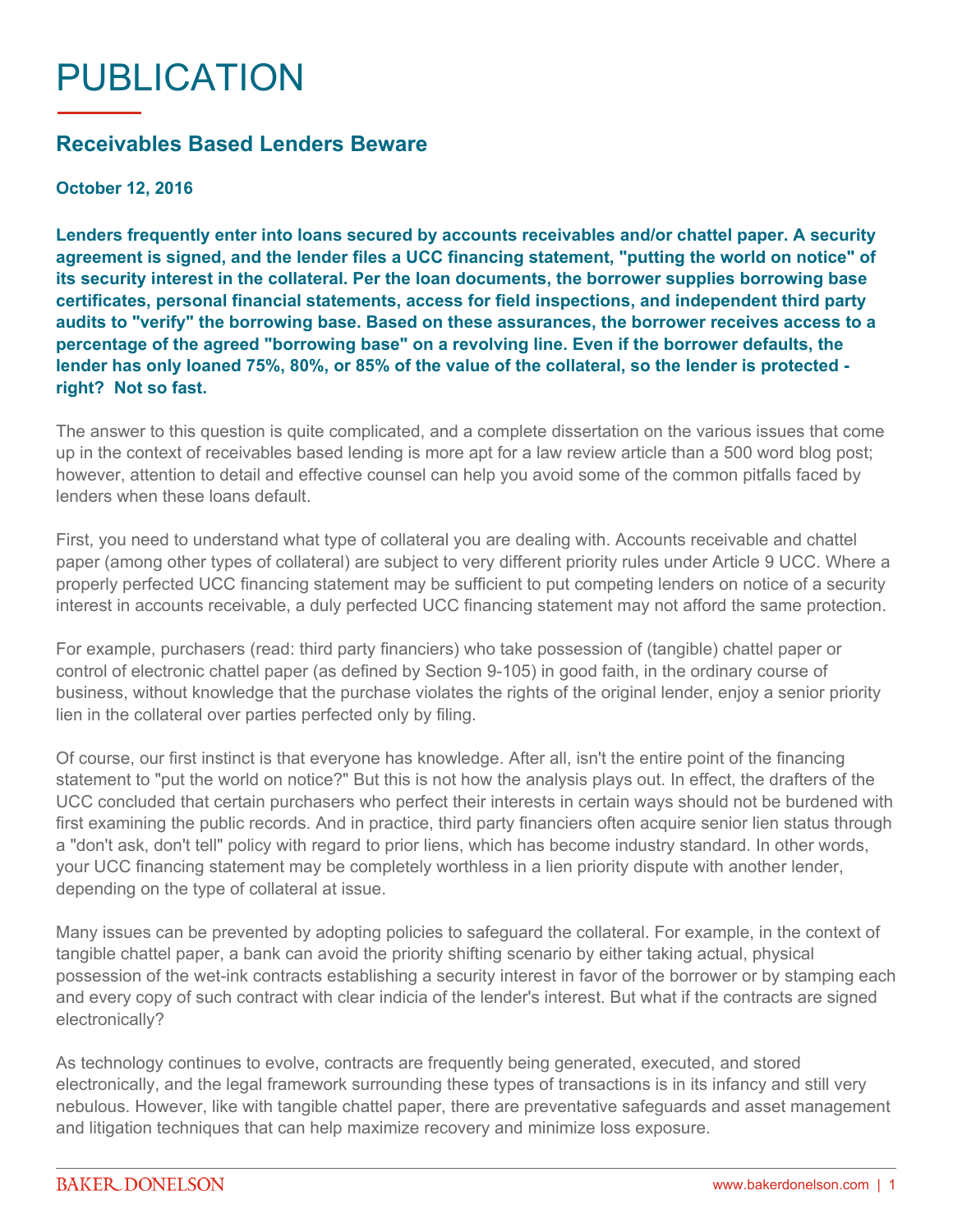# PUBLICATION

## Receivables Based Lenders Beware

**October 12, 2016**

**Lenders frequently enter into loans secured by accounts receivables and/or chattel paper. A security agreement is signed, and the lender files a UCC financing statement, "putting the world on notice" of its security interest in the collateral. Per the loan documents, the borrower supplies borrowing base certificates, personal financial statements, access for field inspections, and independent third party audits to "verify" the borrowing base. Based on these assurances, the borrower receives access to a percentage of the agreed "borrowing base" on a revolving line. Even if the borrower defaults, the lender has only loaned 75%, 80%, or 85% of the value of the collateral, so the lender is protected - right? Not so fast.**

The answer to this question is quite complicated, and a complete dissertation on the various issues that come up in the context of receivables based lending is more apt for a law review article than a 500 word blog post; however, attention to detail and effective counsel can help you avoid some of the common pitfalls faced by lenders when these loans default.

First, you need to understand what type of collateral you are dealing with. Accounts receivable and chattel paper (among other types of collateral) are subject to very different priority rules under Article 9 UCC. Where a properly perfected UCC financing statement may be sufficient to put competing lenders on notice of a security interest in accounts receivable, a duly perfected UCC financing statement may not afford the same protection.

For example, purchasers (read: third party financiers) who take possession of (tangible) chattel paper or control of electronic chattel paper (as defined by Section 9-105) in good faith, in the ordinary course of business, without knowledge that the purchase violates the rights of the original lender, enjoy a senior priority lien in the collateral over parties perfected only by filing.

Of course, our first instinct is that everyone has knowledge. After all, isn't the entire point of the financing statement to "put the world on notice?" But this is not how the analysis plays out. In effect, the drafters of the UCC concluded that certain purchasers who perfect their interests in certain ways should not be burdened with first examining the public records. And in practice, third party financiers often acquire senior lien status through a "don't ask, don't tell" policy with regard to prior liens, which has become industry standard. In other words, your UCC financing statement may be completely worthless in a lien priority dispute with another lender, depending on the type of collateral at issue.

Many issues can be prevented by adopting policies to safeguard the collateral. For example, in the context of tangible chattel paper, a bank can avoid the priority shifting scenario by either taking actual, physical possession of the wet-ink contracts establishing a security interest in favor of the borrower or by stamping each and every copy of such contract with clear indicia of the lender's interest. But what if the contracts are signed electronically?

As technology continues to evolve, contracts are frequently being generated, executed, and stored electronically, and the legal framework surrounding these types of transactions is in its infancy and still very nebulous. However, like with tangible chattel paper, there are preventative safeguards and asset management and litigation techniques that can help maximize recovery and minimize loss exposure.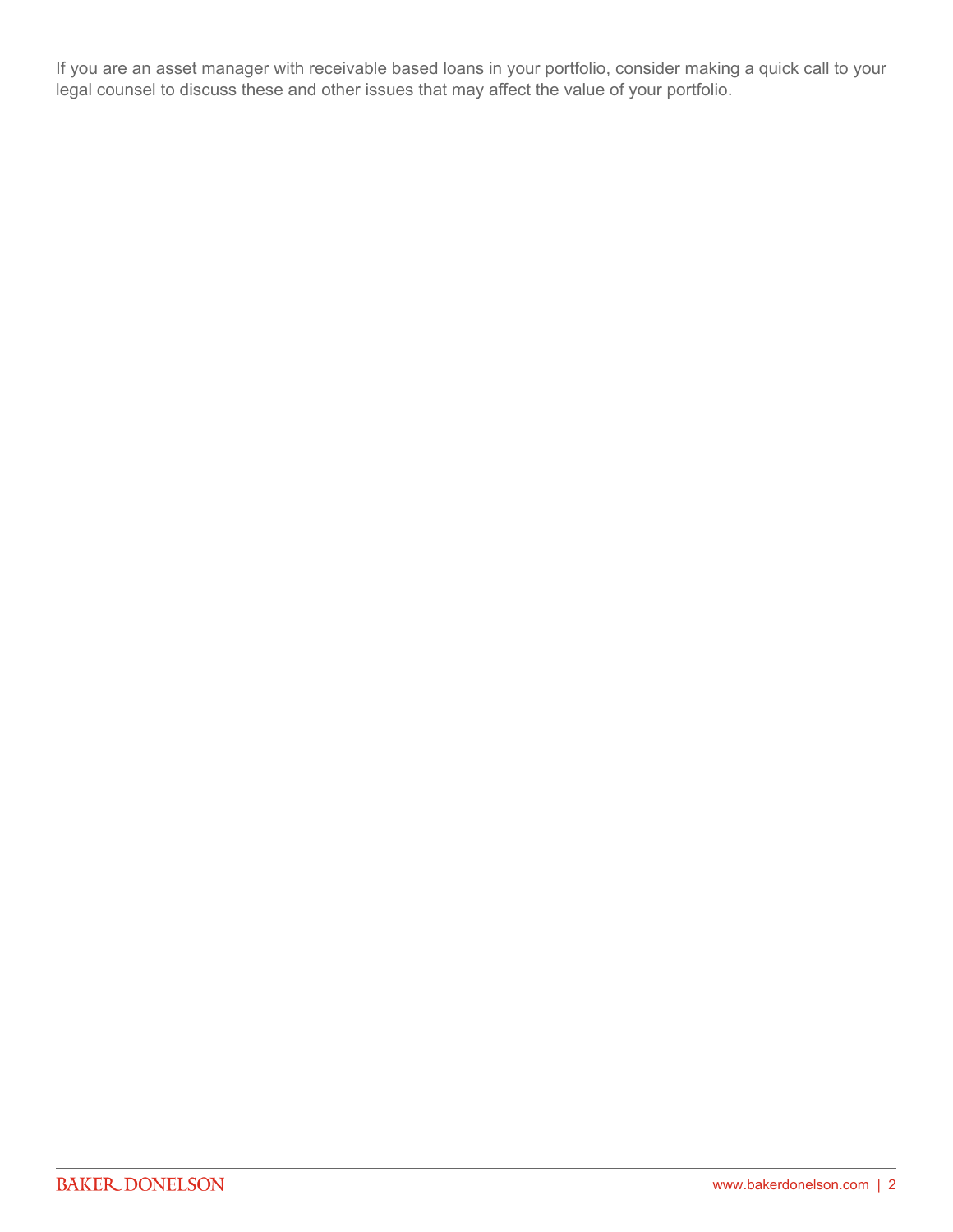If you are an asset manager with receivable based loans in your portfolio, consider making a quick call to your legal counsel to discuss these and other issues that may affect the value of your portfolio.